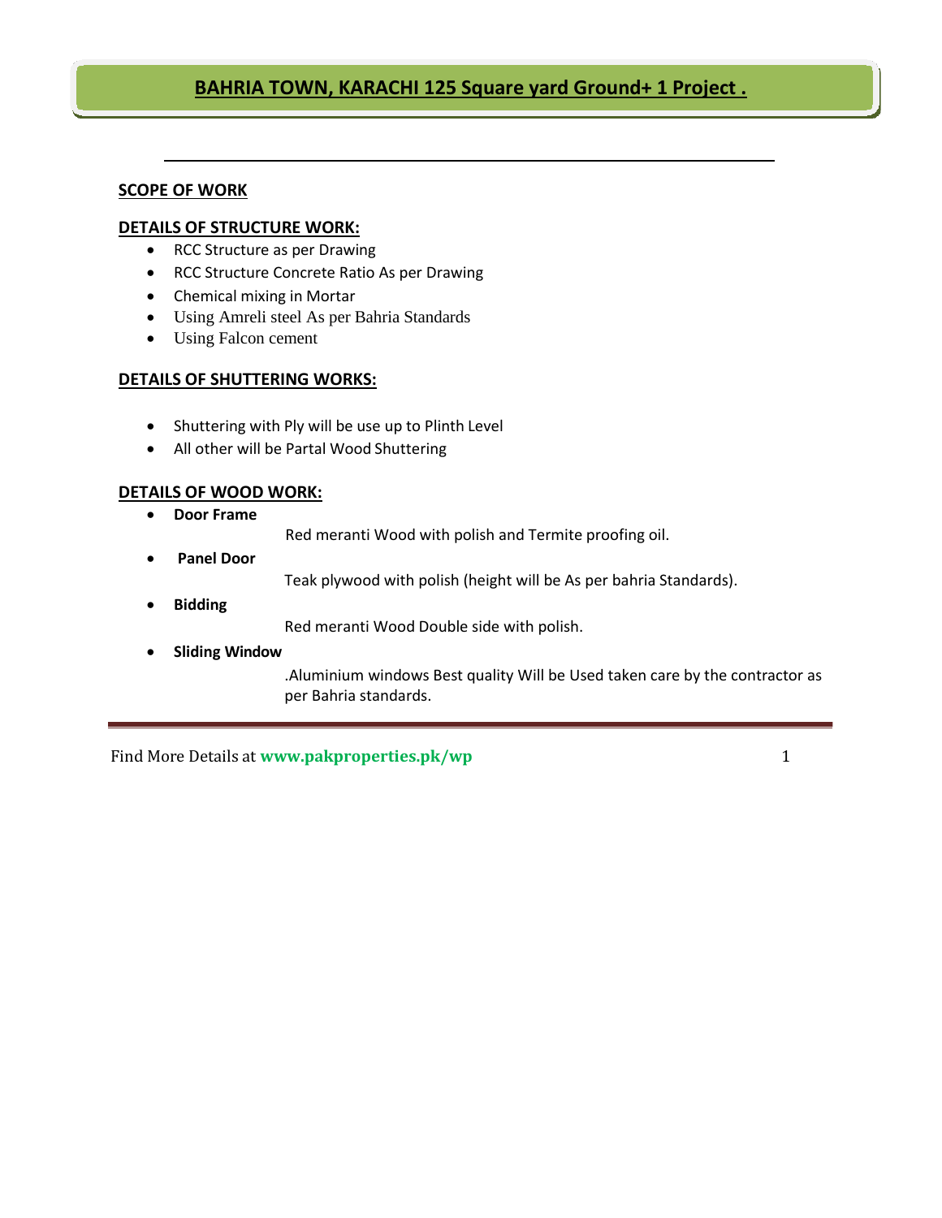# BAHRIA TOWN, KARACHI 125 Square yard Ground+ 1 Project .

---

## SCOPE OF WORK

### DETAILS OF STRUCTURE WORK:

- RCC Structure as per Drawing
- RCC Structure Concrete Ratio As per Drawing
- Chemical mixing in Mortar
- Using Amreli steel As per Bahria Standards
- Using Falcon cement

### DETAILS OF SHUTTERING WORKS:

- Shuttering with Ply will be use up to Plinth Level
- All other will be Partal Wood Shuttering

### DETAILS OF WOOD WORK:

- **Door Frame**

  Red meranti Wood with polish and Termite proofing oil.

- **Panel Door**

  Teak plywood with polish (height will be As per bahria Standards).

- **Bidding**

  Red meranti Wood Double side with polish.

- **Sliding Window**

  .Aluminium windows Best quality Will be Used taken care by the contractor as per Bahria standards.

Find More Details at **www.pakproperties.pk/wp**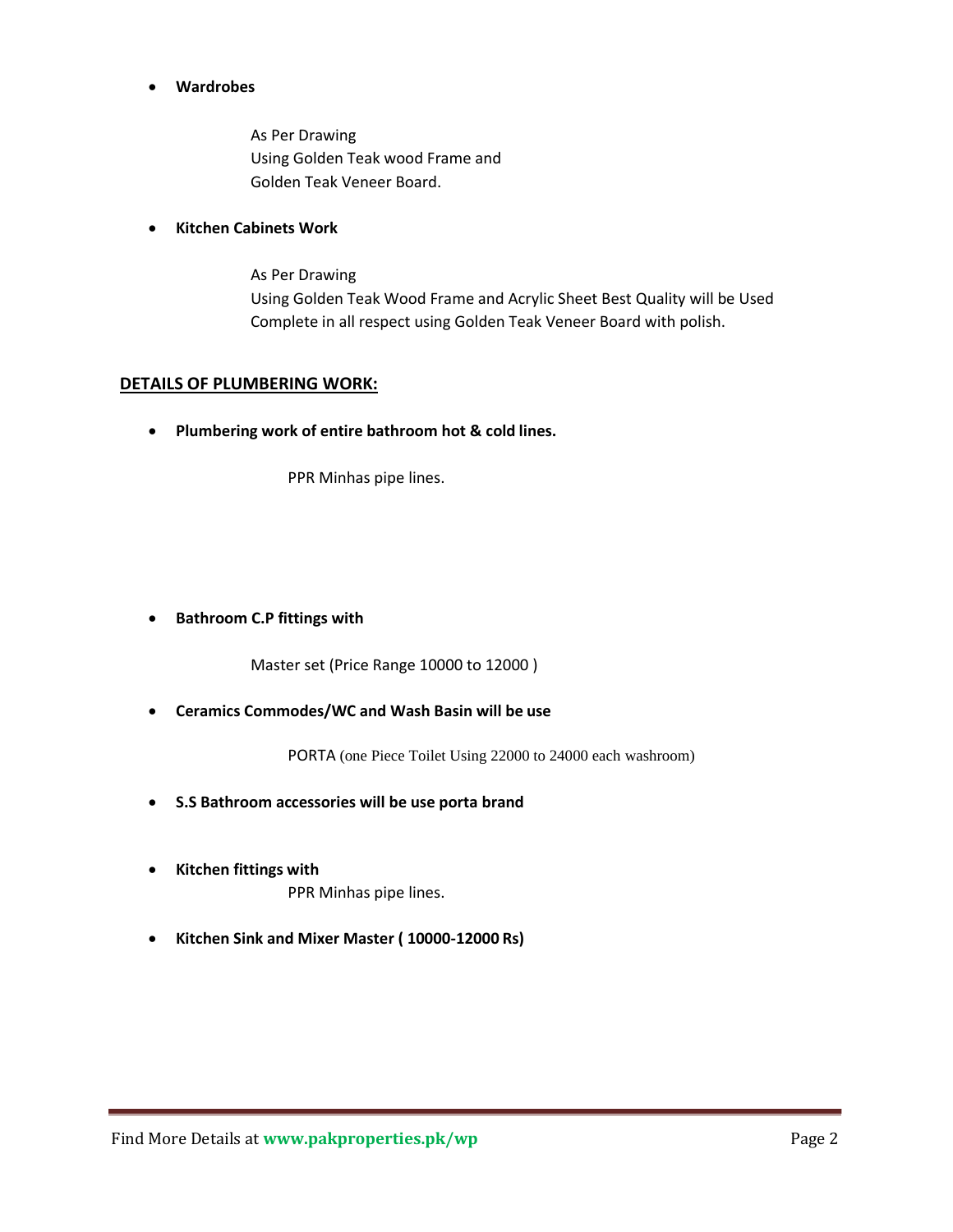- **Wardrobes**

  As Per Drawing
  Using Golden Teak wood Frame and
  Golden Teak Veneer Board.

- **Kitchen Cabinets Work**

  As Per Drawing
  Using Golden Teak Wood Frame and Acrylic Sheet Best Quality will be Used
  Complete in all respect using Golden Teak Veneer Board with polish.

## DETAILS OF PLUMBERING WORK:

- **Plumbering work of entire bathroom hot & cold lines.**

  PPR Minhas pipe lines.

- **Bathroom C.P fittings with**

  Master set (Price Range 10000 to 12000 )

- **Ceramics Commodes/WC and Wash Basin will be use**

  PORTA (one Piece Toilet Using 22000 to 24000 each washroom)

- **S.S Bathroom accessories will be use porta brand**

- **Kitchen fittings with**

  PPR Minhas pipe lines.

- **Kitchen Sink and Mixer Master ( 10000-12000 Rs)**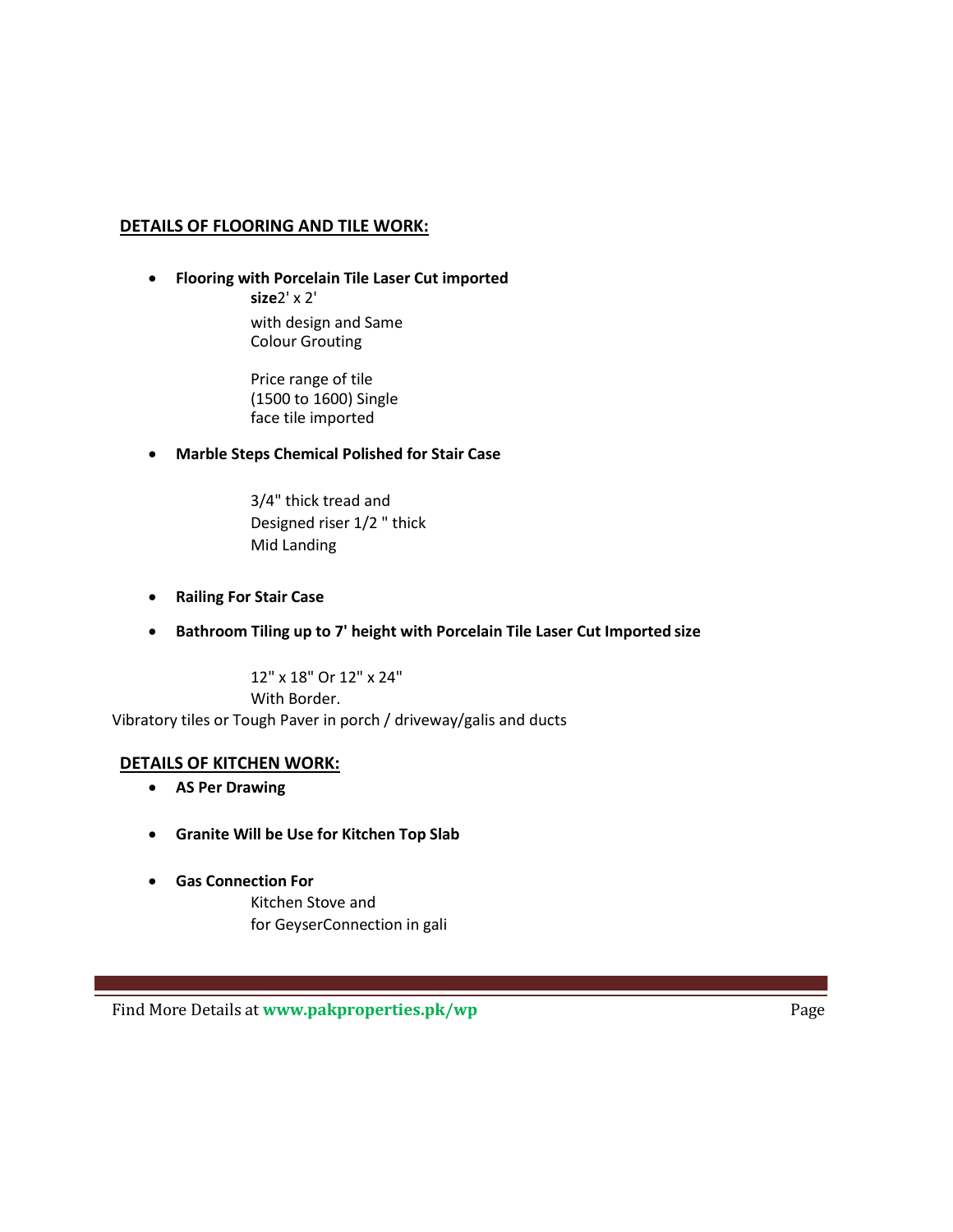## **DETAILS OF FLOORING AND TILE WORK:**

- **Flooring with Porcelain Tile Laser Cut imported**
  **size**2' x 2'
  with design and Same Colour Grouting

  Price range of tile (1500 to 1600) Single face tile imported

- **Marble Steps Chemical Polished for Stair Case**

  3/4" thick tread and Designed riser 1/2 " thick Mid Landing

- **Railing For Stair Case**

- **Bathroom Tiling up to 7' height with Porcelain Tile Laser Cut Imported size**

  12" x 18" Or 12" x 24"
  With Border.

Vibratory tiles or Tough Paver in porch / driveway/galis and ducts

## **DETAILS OF KITCHEN WORK:**

- **AS Per Drawing**

- **Granite Will be Use for Kitchen Top Slab**

- **Gas Connection For**
  Kitchen Stove and
  for GeyserConnection in gali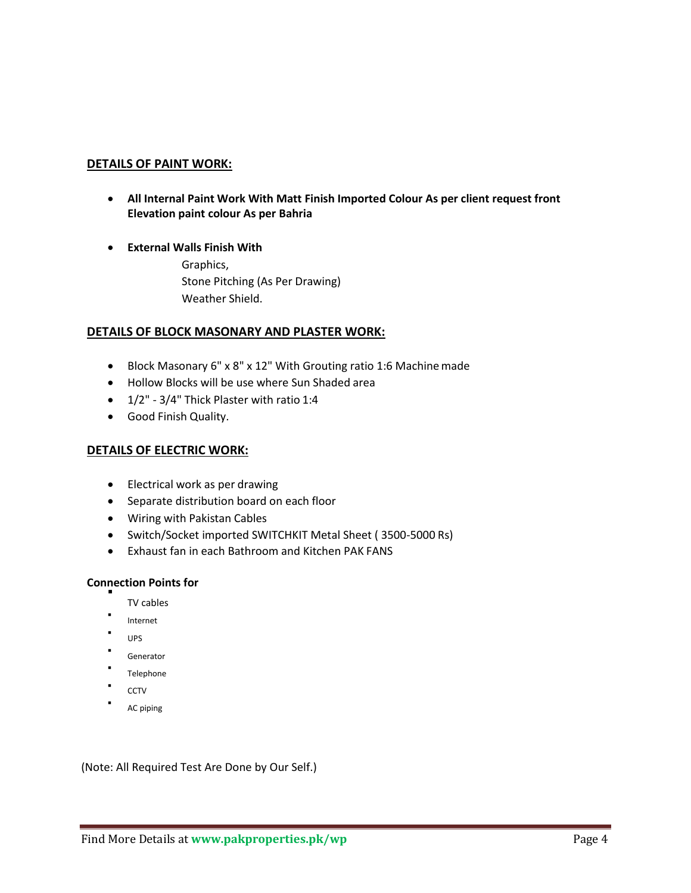## DETAILS OF PAINT WORK:

- **All Internal Paint Work With Matt Finish Imported Colour As per client request front Elevation paint colour As per Bahria**

- **External Walls Finish With**

  Graphics,
  Stone Pitching (As Per Drawing)
  Weather Shield.

## DETAILS OF BLOCK MASONARY AND PLASTER WORK:

- Block Masonary 6" x 8" x 12" With Grouting ratio 1:6 Machine made
- Hollow Blocks will be use where Sun Shaded area
- 1/2" - 3/4" Thick Plaster with ratio 1:4
- Good Finish Quality.

## DETAILS OF ELECTRIC WORK:

- Electrical work as per drawing
- Separate distribution board on each floor
- Wiring with Pakistan Cables
- Switch/Socket imported SWITCHKIT Metal Sheet ( 3500-5000 Rs)
- Exhaust fan in each Bathroom and Kitchen PAK FANS

**Connection Points for**

- TV cables
- Internet
- UPS
- Generator
- Telephone
- CCTV
- AC piping

(Note: All Required Test Are Done by Our Self.)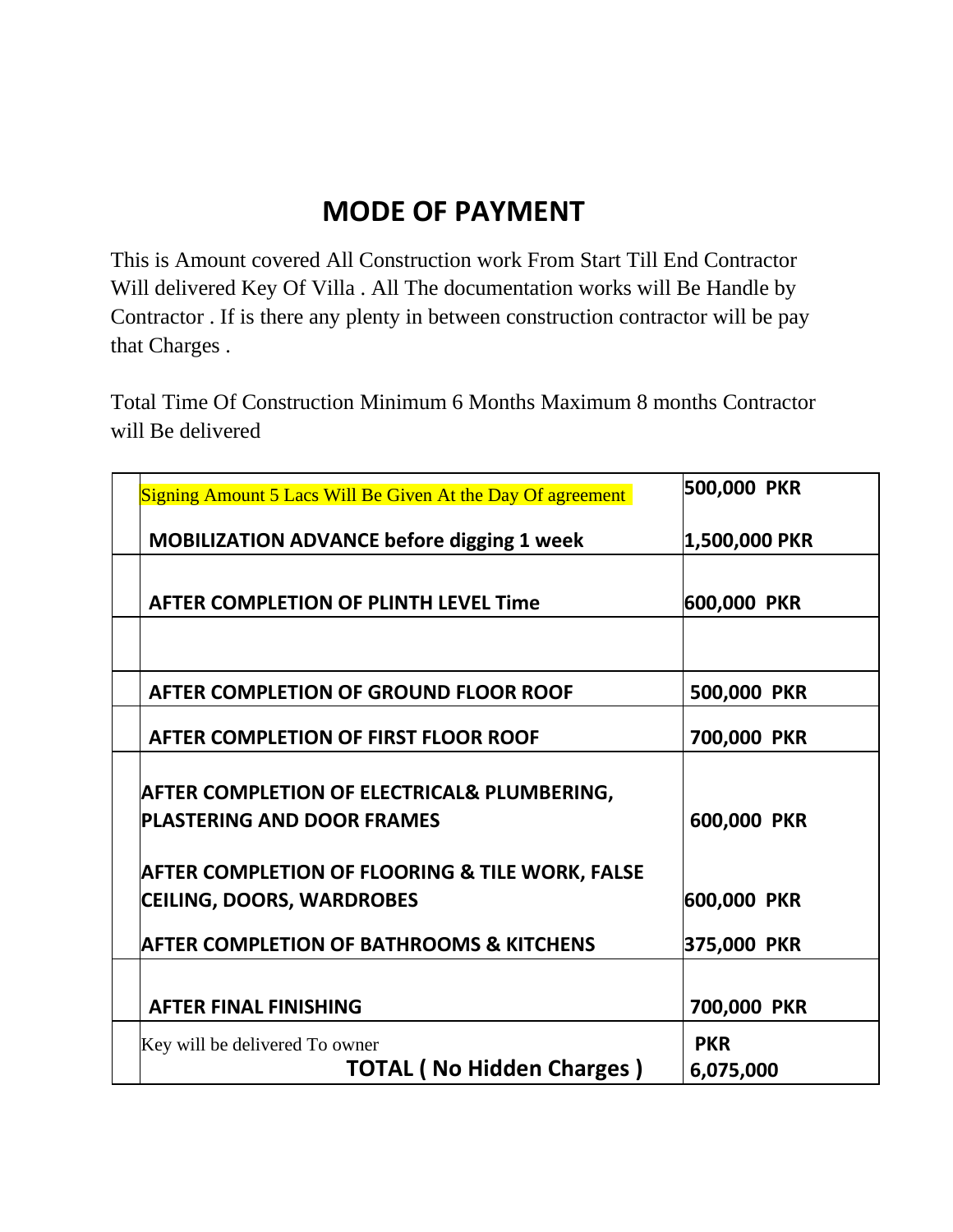# MODE OF PAYMENT

This is Amount covered All Construction work From Start Till End Contractor Will delivered Key Of Villa . All The documentation works will Be Handle by Contractor . If is there any plenty in between construction contractor will be pay that Charges .

Total Time Of Construction Minimum 6 Months Maximum 8 months Contractor will Be delivered

| | | |
|---|---|---|
| | Signing Amount 5 Lacs Will Be Given At the Day Of agreement | **500,000 PKR** |
| | **MOBILIZATION ADVANCE before digging 1 week** | **1,500,000 PKR** |
| | **AFTER COMPLETION OF PLINTH LEVEL Time** | **600,000 PKR** |
| | | |
| | **AFTER COMPLETION OF GROUND FLOOR ROOF** | **500,000 PKR** |
| | **AFTER COMPLETION OF FIRST FLOOR ROOF** | **700,000 PKR** |
| | **AFTER COMPLETION OF ELECTRICAL& PLUMBERING, PLASTERING AND DOOR FRAMES** | **600,000 PKR** |
| | **AFTER COMPLETION OF FLOORING & TILE WORK, FALSE CEILING, DOORS, WARDROBES** | **600,000 PKR** |
| | **AFTER COMPLETION OF BATHROOMS & KITCHENS** | **375,000 PKR** |
| | **AFTER FINAL FINISHING** | **700,000 PKR** |
| | Key will be delivered To owner **TOTAL ( No Hidden Charges )** | **PKR 6,075,000** |